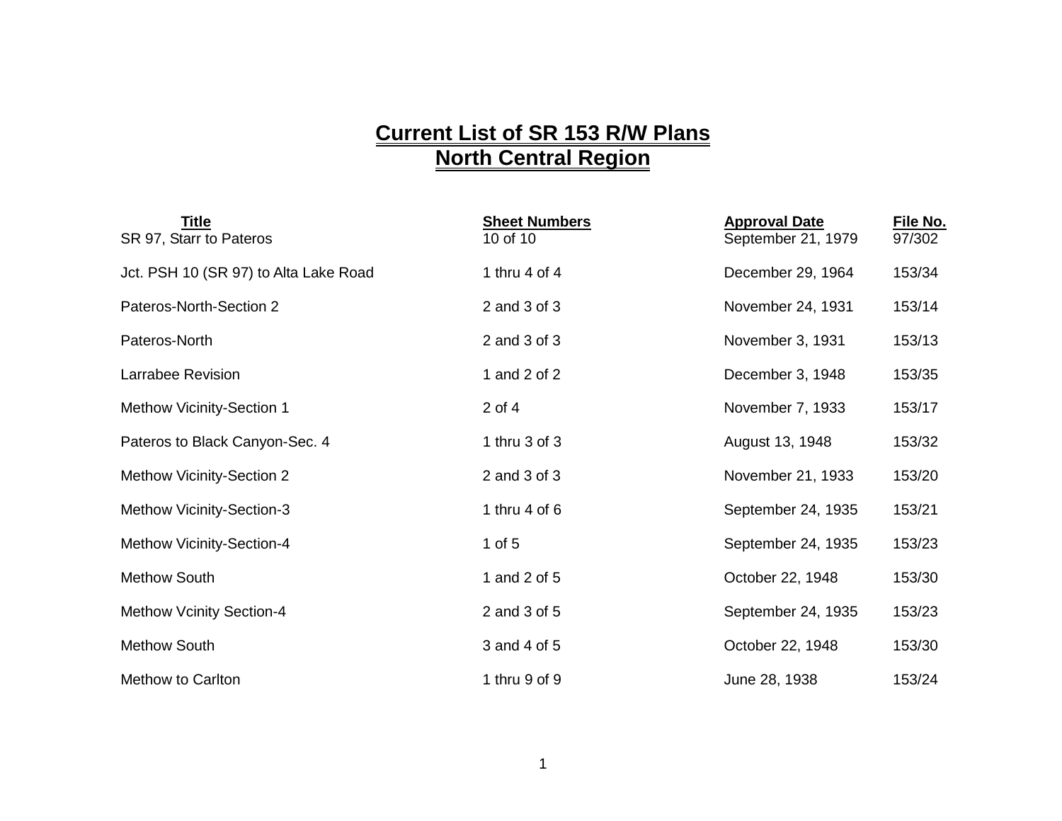# Current List of SR 153 R/W Plans
# North Central Region

| Title | Sheet Numbers | Approval Date | File No. |
|---|---|---|---|
| SR 97, Starr to Pateros | 10 of 10 | September 21, 1979 | 97/302 |
| Jct. PSH 10 (SR 97) to Alta Lake Road | 1 thru 4 of 4 | December 29, 1964 | 153/34 |
| Pateros-North-Section 2 | 2 and 3 of 3 | November 24, 1931 | 153/14 |
| Pateros-North | 2 and 3 of 3 | November 3, 1931 | 153/13 |
| Larrabee Revision | 1 and 2 of 2 | December 3, 1948 | 153/35 |
| Methow Vicinity-Section 1 | 2 of 4 | November 7, 1933 | 153/17 |
| Pateros to Black Canyon-Sec. 4 | 1 thru 3 of 3 | August 13, 1948 | 153/32 |
| Methow Vicinity-Section 2 | 2 and 3 of 3 | November 21, 1933 | 153/20 |
| Methow Vicinity-Section-3 | 1 thru 4 of 6 | September 24, 1935 | 153/21 |
| Methow Vicinity-Section-4 | 1 of 5 | September 24, 1935 | 153/23 |
| Methow South | 1 and 2 of 5 | October 22, 1948 | 153/30 |
| Methow Vcinity Section-4 | 2 and 3 of 5 | September 24, 1935 | 153/23 |
| Methow South | 3 and 4 of 5 | October 22, 1948 | 153/30 |
| Methow to Carlton | 1 thru 9 of 9 | June 28, 1938 | 153/24 |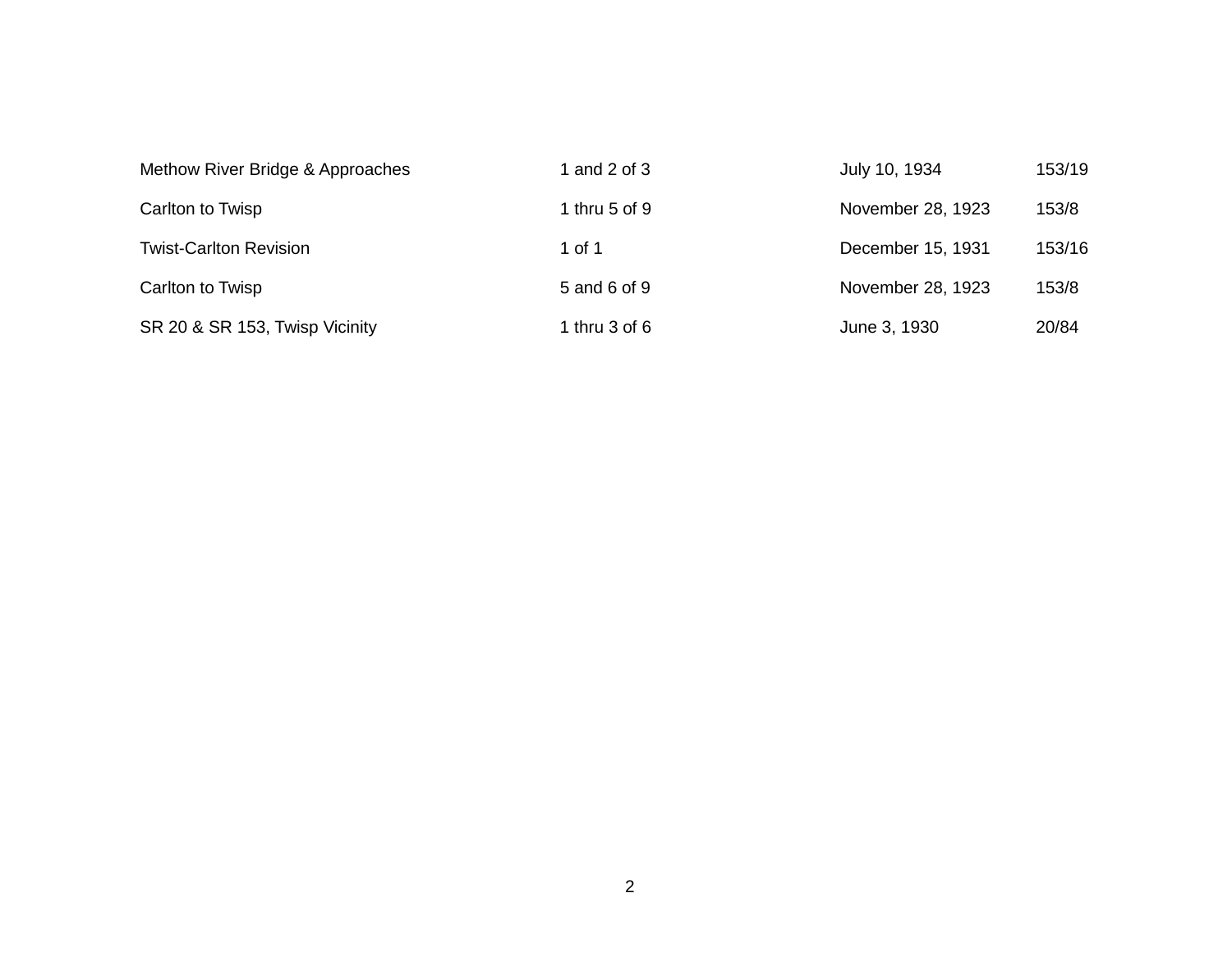| | | | |
|---|---|---|---|
| Methow River Bridge & Approaches | 1 and 2 of 3 | July 10, 1934 | 153/19 |
| Carlton to Twisp | 1 thru 5 of 9 | November 28, 1923 | 153/8 |
| Twist-Carlton Revision | 1 of 1 | December 15, 1931 | 153/16 |
| Carlton to Twisp | 5 and 6 of 9 | November 28, 1923 | 153/8 |
| SR 20 & SR 153, Twisp Vicinity | 1 thru 3 of 6 | June 3, 1930 | 20/84 |